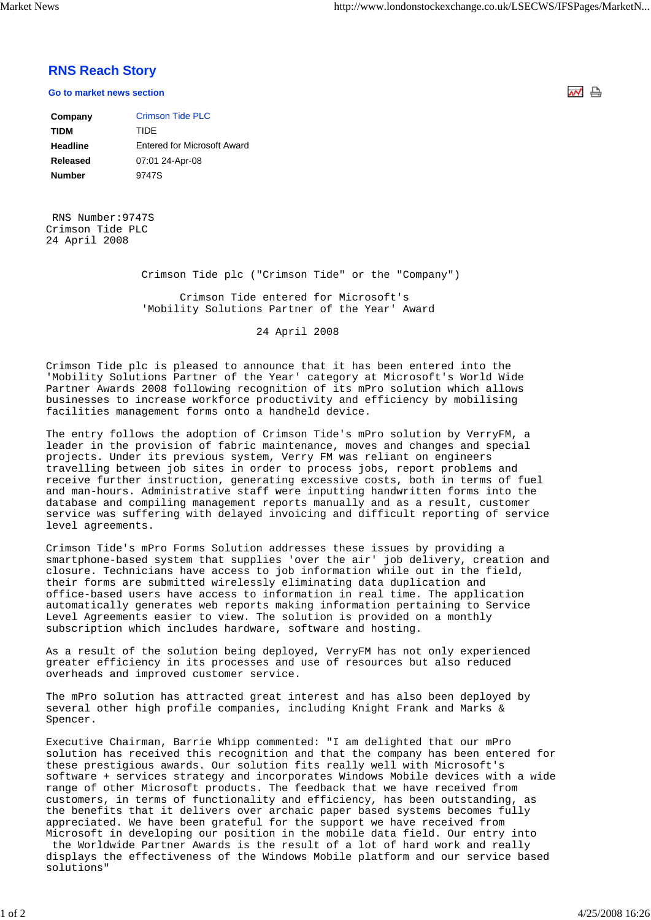# RNS Reach Story

Go to market news section

| | |
|---|---|
| **Company** | Crimson Tide PLC |
| **TIDM** | TIDE |
| **Headline** | Entered for Microsoft Award |
| **Released** | 07:01 24-Apr-08 |
| **Number** | 9747S |

RNS Number:9747S
Crimson Tide PLC
24 April 2008

Crimson Tide plc ("Crimson Tide" or the "Company")

Crimson Tide entered for Microsoft's 'Mobility Solutions Partner of the Year' Award

24 April 2008

Crimson Tide plc is pleased to announce that it has been entered into the 'Mobility Solutions Partner of the Year' category at Microsoft's World Wide Partner Awards 2008 following recognition of its mPro solution which allows businesses to increase workforce productivity and efficiency by mobilising facilities management forms onto a handheld device.

The entry follows the adoption of Crimson Tide's mPro solution by VerryFM, a leader in the provision of fabric maintenance, moves and changes and special projects. Under its previous system, Verry FM was reliant on engineers travelling between job sites in order to process jobs, report problems and receive further instruction, generating excessive costs, both in terms of fuel and man-hours. Administrative staff were inputting handwritten forms into the database and compiling management reports manually and as a result, customer service was suffering with delayed invoicing and difficult reporting of service level agreements.

Crimson Tide's mPro Forms Solution addresses these issues by providing a smartphone-based system that supplies 'over the air' job delivery, creation and closure. Technicians have access to job information while out in the field, their forms are submitted wirelessly eliminating data duplication and office-based users have access to information in real time. The application automatically generates web reports making information pertaining to Service Level Agreements easier to view. The solution is provided on a monthly subscription which includes hardware, software and hosting.

As a result of the solution being deployed, VerryFM has not only experienced greater efficiency in its processes and use of resources but also reduced overheads and improved customer service.

The mPro solution has attracted great interest and has also been deployed by several other high profile companies, including Knight Frank and Marks & Spencer.

Executive Chairman, Barrie Whipp commented: "I am delighted that our mPro solution has received this recognition and that the company has been entered for these prestigious awards. Our solution fits really well with Microsoft's software + services strategy and incorporates Windows Mobile devices with a wide range of other Microsoft products. The feedback that we have received from customers, in terms of functionality and efficiency, has been outstanding, as the benefits that it delivers over archaic paper based systems becomes fully appreciated. We have been grateful for the support we have received from Microsoft in developing our position in the mobile data field. Our entry into the Worldwide Partner Awards is the result of a lot of hard work and really displays the effectiveness of the Windows Mobile platform and our service based solutions"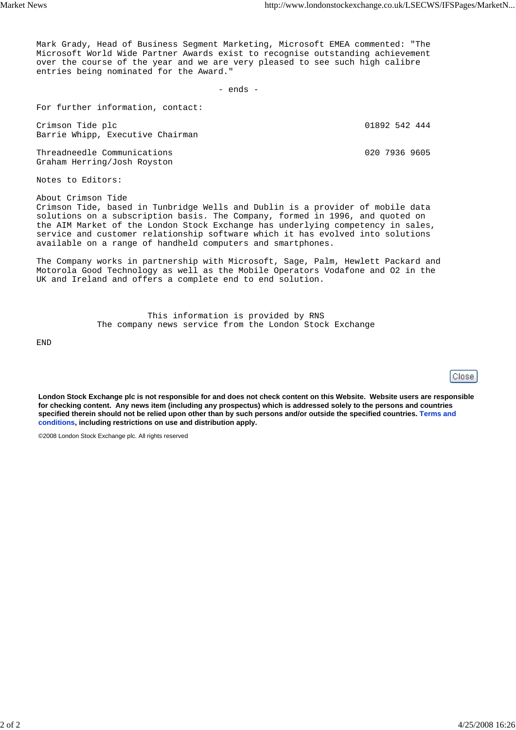Mark Grady, Head of Business Segment Marketing, Microsoft EMEA commented: "The Microsoft World Wide Partner Awards exist to recognise outstanding achievement over the course of the year and we are very pleased to see such high calibre entries being nominated for the Award."

- ends -

For further information, contact:

| | |
|---|---|
| Crimson Tide plc<br>Barrie Whipp, Executive Chairman | 01892 542 444 |
| Threadneedle Communications<br>Graham Herring/Josh Royston | 020 7936 9605 |

Notes to Editors:

About Crimson Tide
Crimson Tide, based in Tunbridge Wells and Dublin is a provider of mobile data solutions on a subscription basis. The Company, formed in 1996, and quoted on the AIM Market of the London Stock Exchange has underlying competency in sales, service and customer relationship software which it has evolved into solutions available on a range of handheld computers and smartphones.

The Company works in partnership with Microsoft, Sage, Palm, Hewlett Packard and Motorola Good Technology as well as the Mobile Operators Vodafone and O2 in the UK and Ireland and offers a complete end to end solution.

This information is provided by RNS
The company news service from the London Stock Exchange

END

Close

**London Stock Exchange plc is not responsible for and does not check content on this Website. Website users are responsible for checking content. Any news item (including any prospectus) which is addressed solely to the persons and countries specified therein should not be relied upon other than by such persons and/or outside the specified countries. Terms and conditions, including restrictions on use and distribution apply.**

©2008 London Stock Exchange plc. All rights reserved